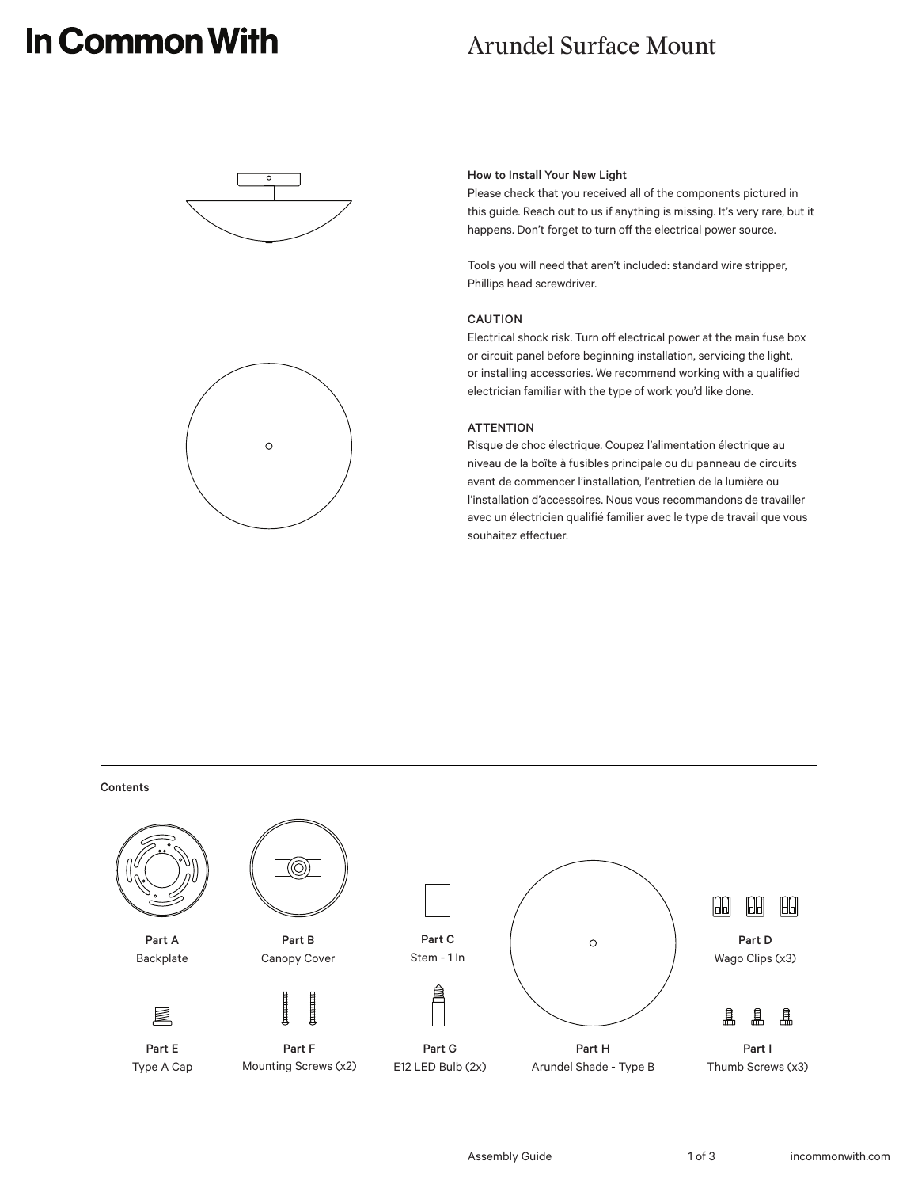# In Common With

## Arundel Surface Mount

### How to Install Your New Light

Please check that you received all of the components pictured in this guide. Reach out to us if anything is missing. It's very rare, but it happens. Don't forget to turn off the electrical power source.

Tools you will need that aren't included: standard wire stripper, Phillips head screwdriver.

### CAUTION

Electrical shock risk. Turn off electrical power at the main fuse box or circuit panel before beginning installation, servicing the light, or installing accessories. We recommend working with a qualified electrician familiar with the type of work you'd like done.

### ATTENTION

Risque de choc électrique. Coupez l'alimentation électrique au niveau de la boîte à fusibles principale ou du panneau de circuits avant de commencer l'installation, l'entretien de la lumière ou l'installation d'accessoires. Nous vous recommandons de travailler avec un électricien qualifié familier avec le type de travail que vous souhaitez effectuer.

---

### Contents

**Part A**
Backplate

**Part B**
Canopy Cover

**Part C**
Stem - 1 In

**Part D**
Wago Clips (x3)

**Part E**
Type A Cap

**Part F**
Mounting Screws (x2)

**Part G**
E12 LED Bulb (2x)

**Part H**
Arundel Shade - Type B

**Part I**
Thumb Screws (x3)

Assembly Guide

incommonwith.com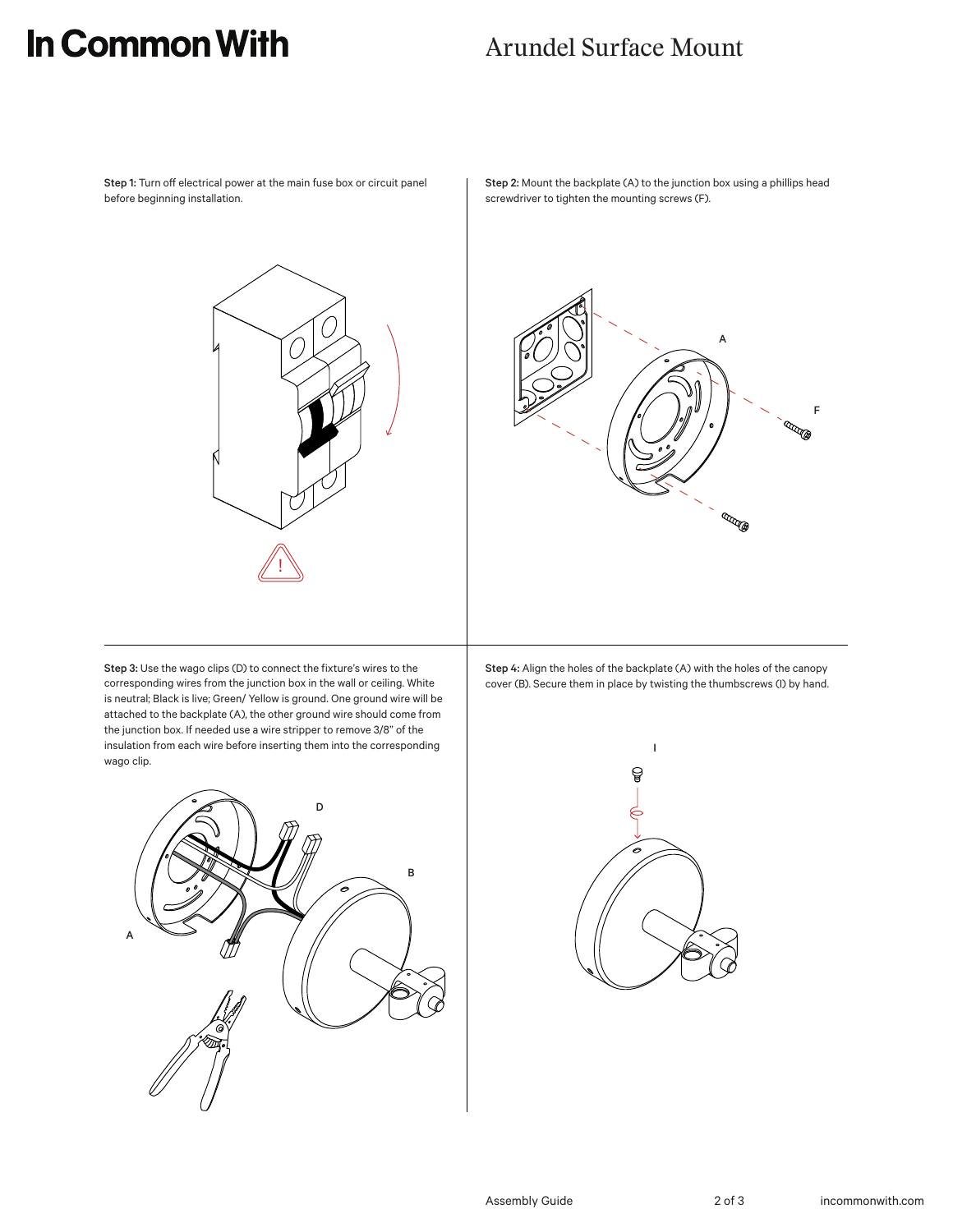# In Common With

## Arundel Surface Mount

**Step 1:** Turn off electrical power at the main fuse box or circuit panel before beginning installation.

**Step 2:** Mount the backplate (A) to the junction box using a phillips head screwdriver to tighten the mounting screws (F).

**Step 3:** Use the wago clips (D) to connect the fixture's wires to the corresponding wires from the junction box in the wall or ceiling. White is neutral; Black is live; Green/ Yellow is ground. One ground wire will be attached to the backplate (A), the other ground wire should come from the junction box. If needed use a wire stripper to remove 3/8" of the insulation from each wire before inserting them into the corresponding wago clip.

**Step 4:** Align the holes of the backplate (A) with the holes of the canopy cover (B). Secure them in place by twisting the thumbscrews (I) by hand.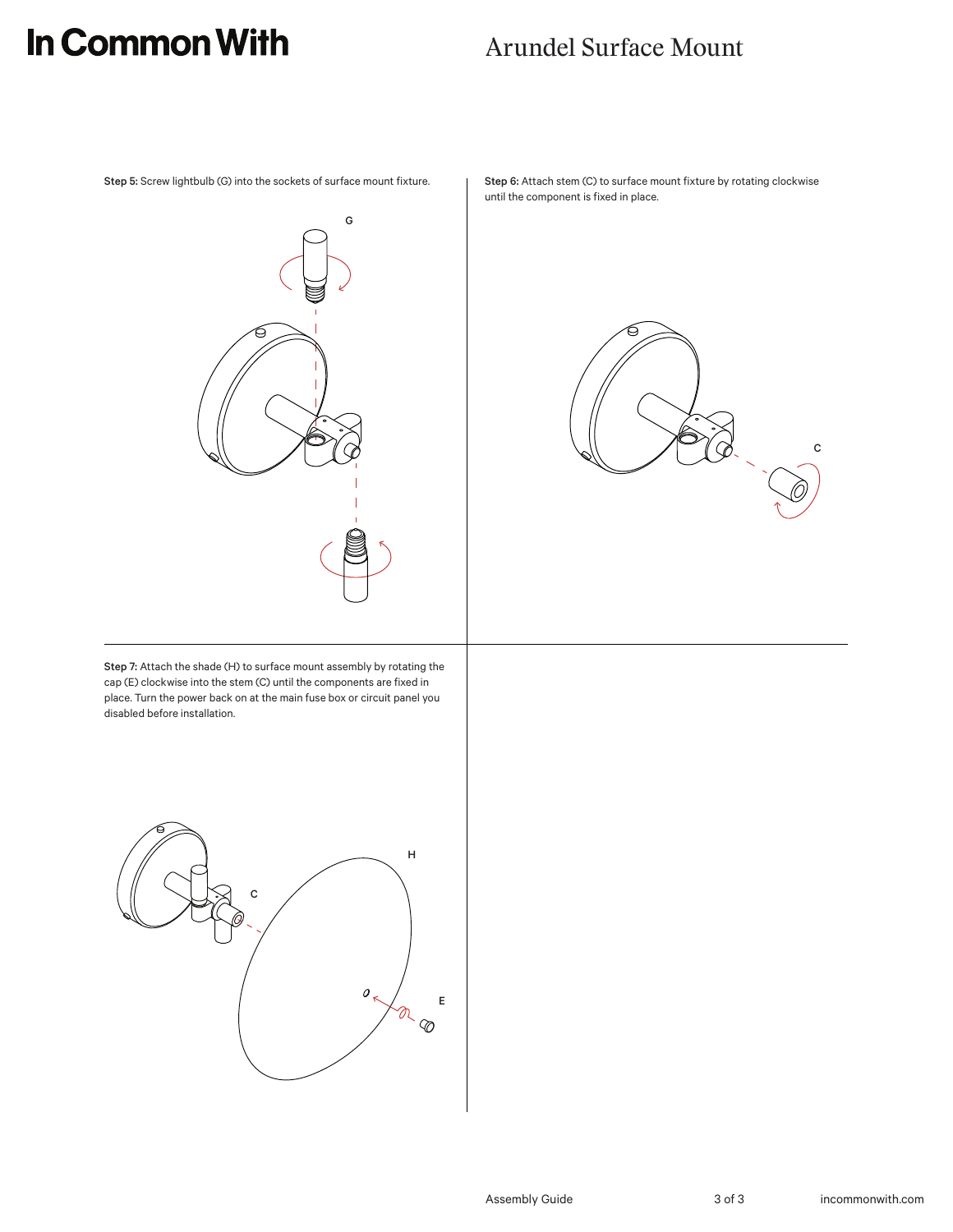**Step 5:** Screw lightbulb (G) into the sockets of surface mount fixture.

G

**Step 6:** Attach stem (C) to surface mount fixture by rotating clockwise until the component is fixed in place.

C

**Step 7:** Attach the shade (H) to surface mount assembly by rotating the cap (E) clockwise into the stem (C) until the components are fixed in place. Turn the power back on at the main fuse box or circuit panel you disabled before installation.

H

C

E